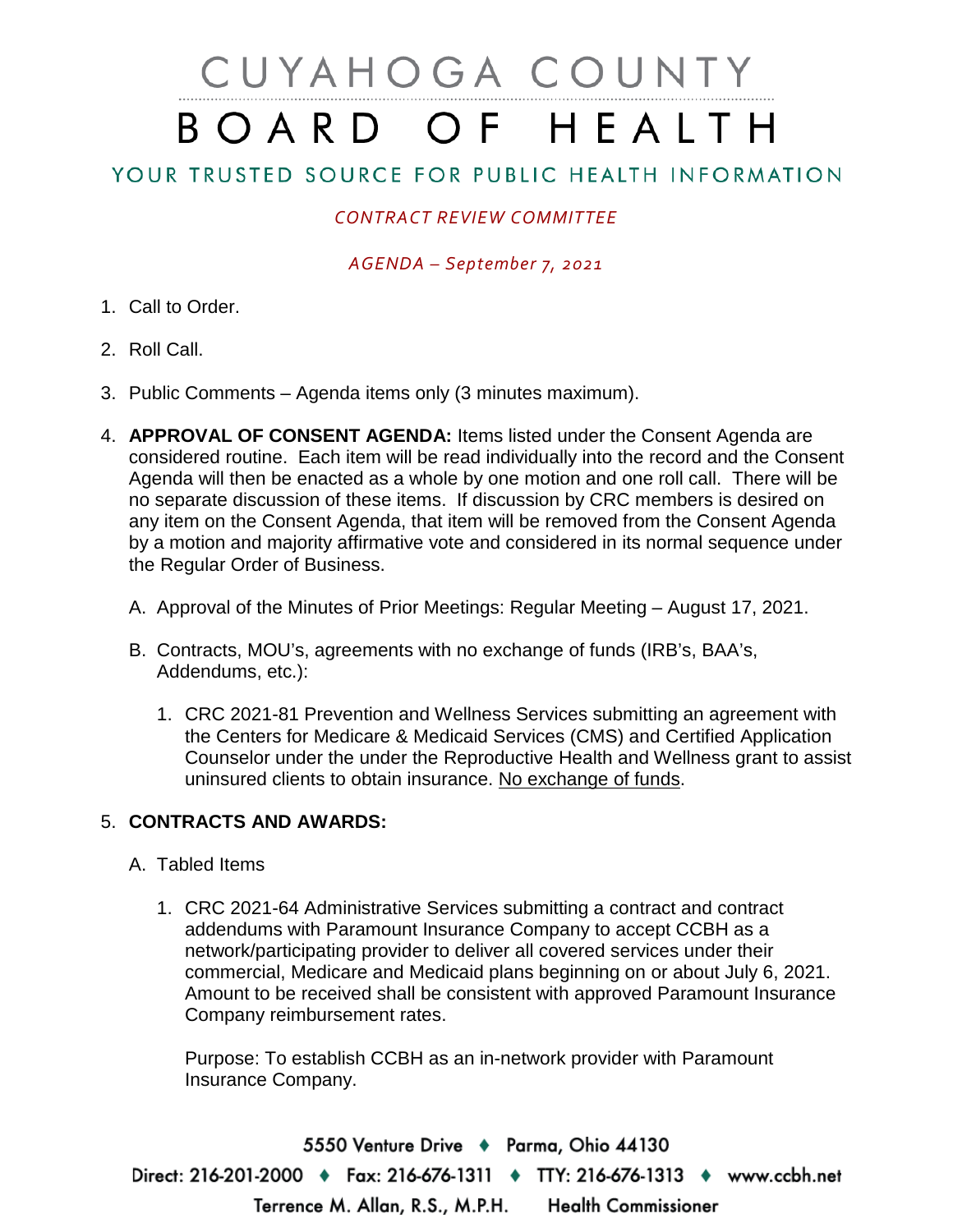# CUYAHOGA COUNTY BOARD OF HEALTH

## YOUR TRUSTED SOURCE FOR PUBLIC HEALTH INFORMATION

*CONTRACT REVIEW COMMITTEE*

*AGENDA – September 7, 2021*

1. Call to Order.

2. Roll Call.

3. Public Comments – Agenda items only (3 minutes maximum).

4. **APPROVAL OF CONSENT AGENDA:** Items listed under the Consent Agenda are considered routine. Each item will be read individually into the record and the Consent Agenda will then be enacted as a whole by one motion and one roll call. There will be no separate discussion of these items. If discussion by CRC members is desired on any item on the Consent Agenda, that item will be removed from the Consent Agenda by a motion and majority affirmative vote and considered in its normal sequence under the Regular Order of Business.

   A. Approval of the Minutes of Prior Meetings: Regular Meeting – August 17, 2021.

   B. Contracts, MOU's, agreements with no exchange of funds (IRB's, BAA's, Addendums, etc.):

      1. CRC 2021-81 Prevention and Wellness Services submitting an agreement with the Centers for Medicare & Medicaid Services (CMS) and Certified Application Counselor under the under the Reproductive Health and Wellness grant to assist uninsured clients to obtain insurance. No exchange of funds.

5. **CONTRACTS AND AWARDS:**

   A. Tabled Items

      1. CRC 2021-64 Administrative Services submitting a contract and contract addendums with Paramount Insurance Company to accept CCBH as a network/participating provider to deliver all covered services under their commercial, Medicare and Medicaid plans beginning on or about July 6, 2021. Amount to be received shall be consistent with approved Paramount Insurance Company reimbursement rates.

         Purpose: To establish CCBH as an in-network provider with Paramount Insurance Company.

5550 Venture Drive ♦ Parma, Ohio 44130
Direct: 216-201-2000 ♦ Fax: 216-676-1311 ♦ TTY: 216-676-1313 ♦ www.ccbh.net
Terrence M. Allan, R.S., M.P.H. Health Commissioner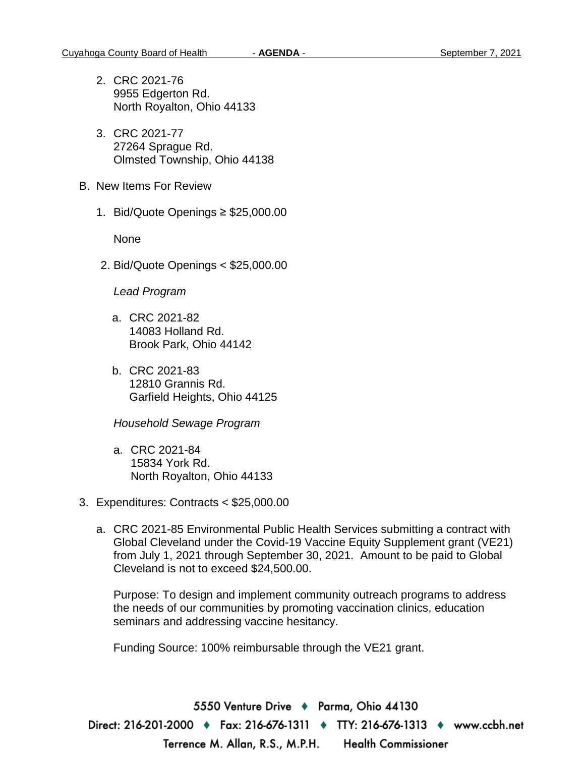2. CRC 2021-76
   9955 Edgerton Rd.
   North Royalton, Ohio 44133

3. CRC 2021-77
   27264 Sprague Rd.
   Olmsted Township, Ohio 44138

B. New Items For Review

1. Bid/Quote Openings ≥ $25,000.00

   None

2. Bid/Quote Openings < $25,000.00

   *Lead Program*

   a. CRC 2021-82
      14083 Holland Rd.
      Brook Park, Ohio 44142

   b. CRC 2021-83
      12810 Grannis Rd.
      Garfield Heights, Ohio 44125

   *Household Sewage Program*

   a. CRC 2021-84
      15834 York Rd.
      North Royalton, Ohio 44133

3. Expenditures: Contracts < $25,000.00

   a. CRC 2021-85 Environmental Public Health Services submitting a contract with Global Cleveland under the Covid-19 Vaccine Equity Supplement grant (VE21) from July 1, 2021 through September 30, 2021. Amount to be paid to Global Cleveland is not to exceed $24,500.00.

      Purpose: To design and implement community outreach programs to address the needs of our communities by promoting vaccination clinics, education seminars and addressing vaccine hesitancy.

      Funding Source: 100% reimbursable through the VE21 grant.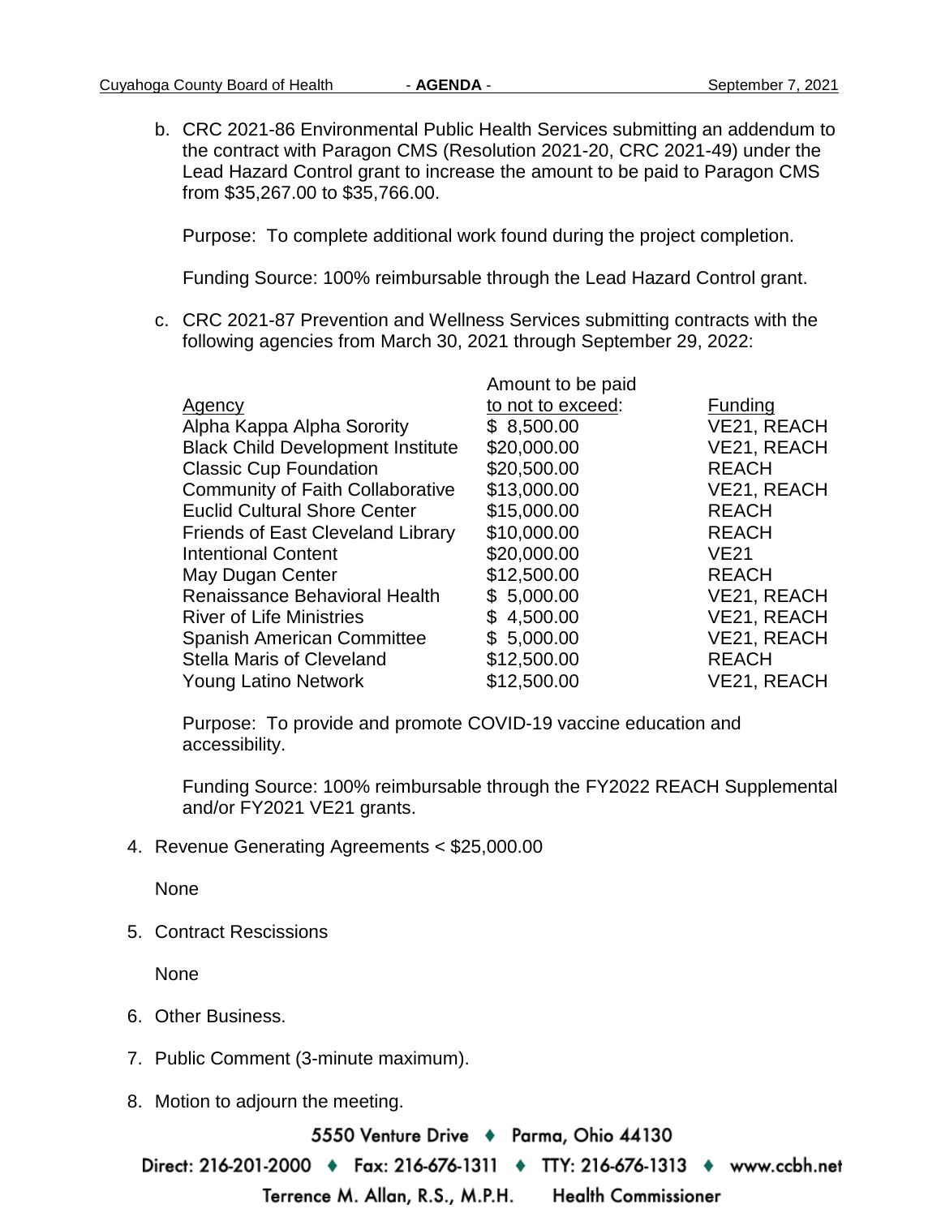b. CRC 2021-86 Environmental Public Health Services submitting an addendum to the contract with Paragon CMS (Resolution 2021-20, CRC 2021-49) under the Lead Hazard Control grant to increase the amount to be paid to Paragon CMS from $35,267.00 to $35,766.00.

   Purpose: To complete additional work found during the project completion.

   Funding Source: 100% reimbursable through the Lead Hazard Control grant.

c. CRC 2021-87 Prevention and Wellness Services submitting contracts with the following agencies from March 30, 2021 through September 29, 2022:

| Agency | Amount to be paid to not to exceed: | Funding |
|---|---|---|
| Alpha Kappa Alpha Sorority | $ 8,500.00 | VE21, REACH |
| Black Child Development Institute | $20,000.00 | VE21, REACH |
| Classic Cup Foundation | $20,500.00 | REACH |
| Community of Faith Collaborative | $13,000.00 | VE21, REACH |
| Euclid Cultural Shore Center | $15,000.00 | REACH |
| Friends of East Cleveland Library | $10,000.00 | REACH |
| Intentional Content | $20,000.00 | VE21 |
| May Dugan Center | $12,500.00 | REACH |
| Renaissance Behavioral Health | $ 5,000.00 | VE21, REACH |
| River of Life Ministries | $ 4,500.00 | VE21, REACH |
| Spanish American Committee | $ 5,000.00 | VE21, REACH |
| Stella Maris of Cleveland | $12,500.00 | REACH |
| Young Latino Network | $12,500.00 | VE21, REACH |

   Purpose: To provide and promote COVID-19 vaccine education and accessibility.

   Funding Source: 100% reimbursable through the FY2022 REACH Supplemental and/or FY2021 VE21 grants.

4. Revenue Generating Agreements < $25,000.00

   None

5. Contract Rescissions

   None

6. Other Business.

7. Public Comment (3-minute maximum).

8. Motion to adjourn the meeting.